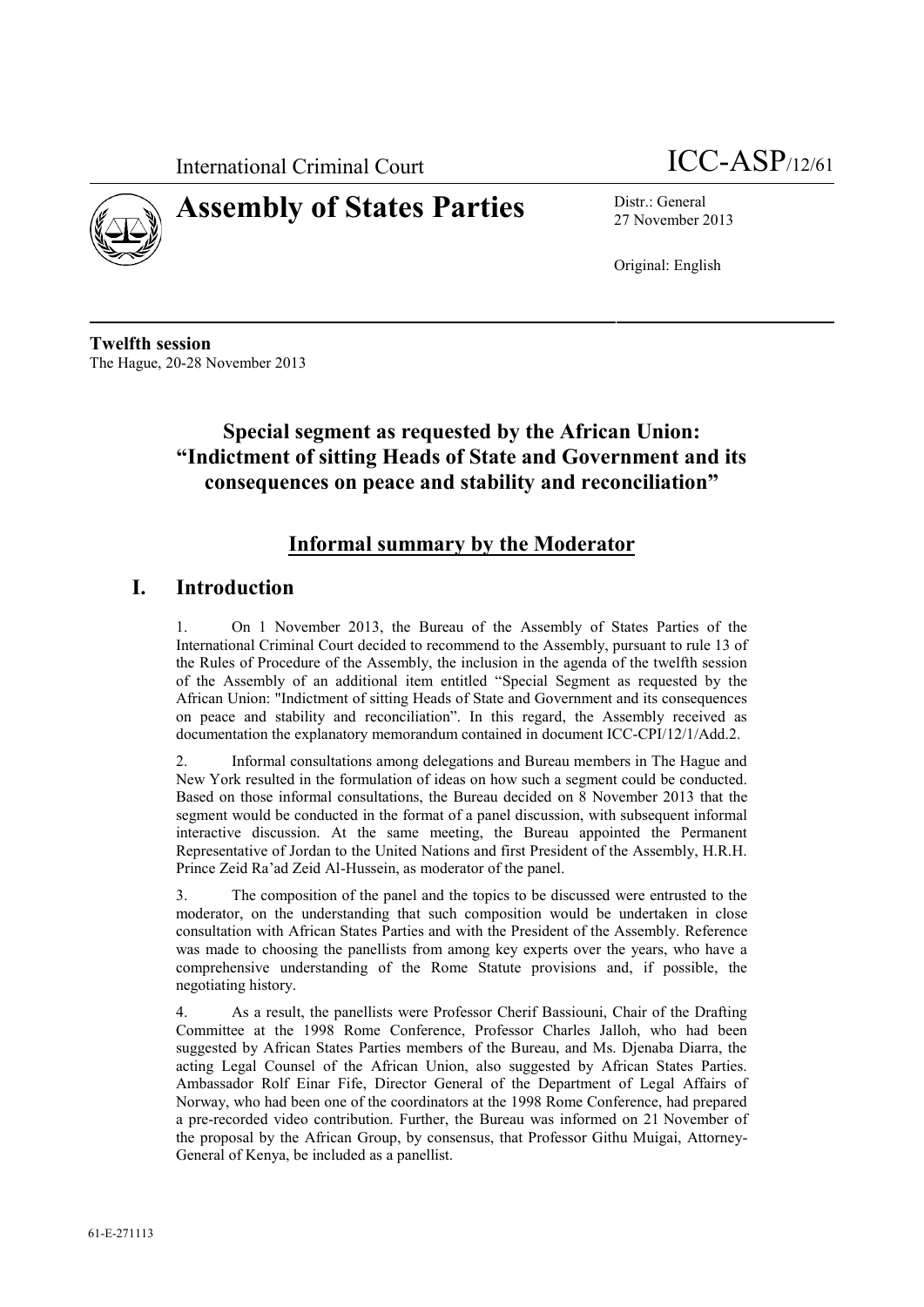International Criminal Court

ICC-ASP/12/61

# Assembly of States Parties

Distr.: General
27 November 2013

Original: English

**Twelfth session**
The Hague, 20-28 November 2013

## Special segment as requested by the African Union: "Indictment of sitting Heads of State and Government and its consequences on peace and stability and reconciliation"

### Informal summary by the Moderator

## I. Introduction

1. On 1 November 2013, the Bureau of the Assembly of States Parties of the International Criminal Court decided to recommend to the Assembly, pursuant to rule 13 of the Rules of Procedure of the Assembly, the inclusion in the agenda of the twelfth session of the Assembly of an additional item entitled "Special Segment as requested by the African Union: "Indictment of sitting Heads of State and Government and its consequences on peace and stability and reconciliation". In this regard, the Assembly received as documentation the explanatory memorandum contained in document ICC-CPI/12/1/Add.2.

2. Informal consultations among delegations and Bureau members in The Hague and New York resulted in the formulation of ideas on how such a segment could be conducted. Based on those informal consultations, the Bureau decided on 8 November 2013 that the segment would be conducted in the format of a panel discussion, with subsequent informal interactive discussion. At the same meeting, the Bureau appointed the Permanent Representative of Jordan to the United Nations and first President of the Assembly, H.R.H. Prince Zeid Ra'ad Zeid Al-Hussein, as moderator of the panel.

3. The composition of the panel and the topics to be discussed were entrusted to the moderator, on the understanding that such composition would be undertaken in close consultation with African States Parties and with the President of the Assembly. Reference was made to choosing the panellists from among key experts over the years, who have a comprehensive understanding of the Rome Statute provisions and, if possible, the negotiating history.

4. As a result, the panellists were Professor Cherif Bassiouni, Chair of the Drafting Committee at the 1998 Rome Conference, Professor Charles Jalloh, who had been suggested by African States Parties members of the Bureau, and Ms. Djenaba Diarra, the acting Legal Counsel of the African Union, also suggested by African States Parties. Ambassador Rolf Einar Fife, Director General of the Department of Legal Affairs of Norway, who had been one of the coordinators at the 1998 Rome Conference, had prepared a pre-recorded video contribution. Further, the Bureau was informed on 21 November of the proposal by the African Group, by consensus, that Professor Githu Muigai, Attorney-General of Kenya, be included as a panellist.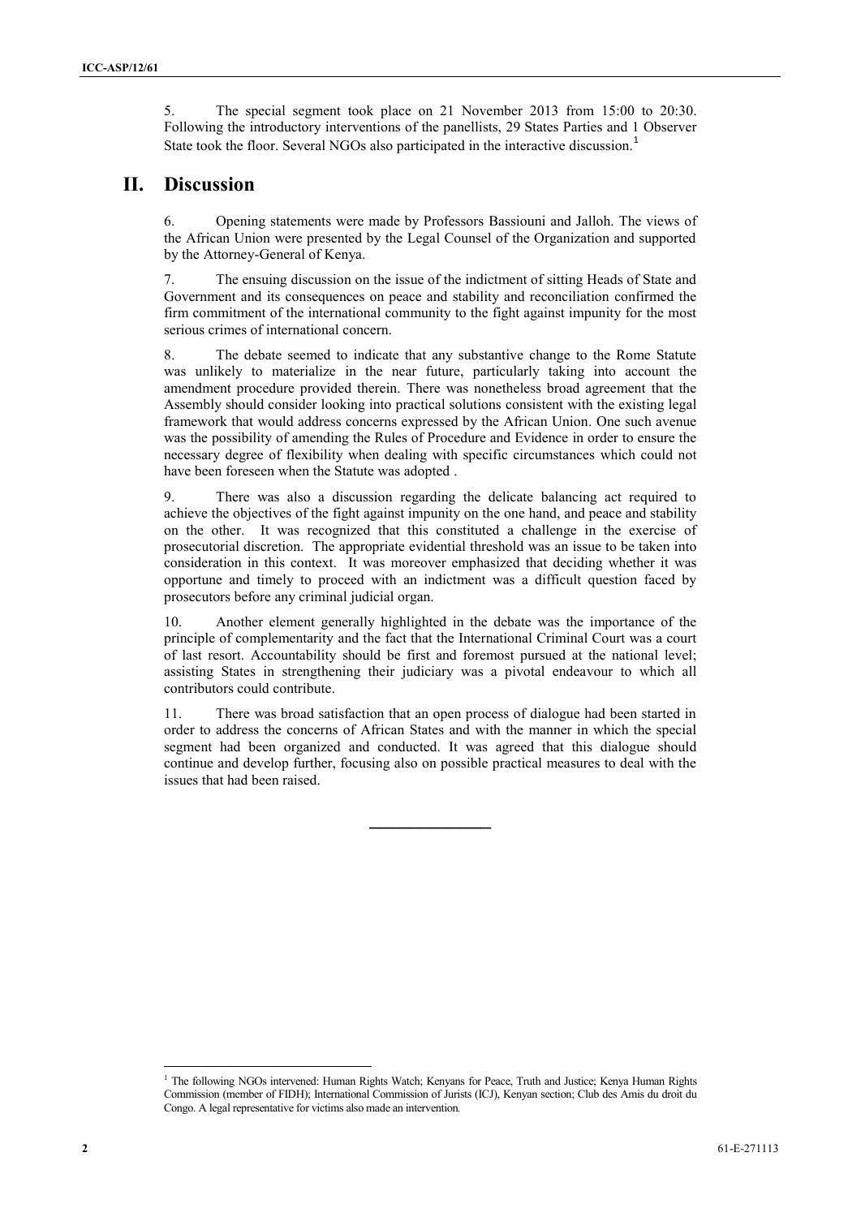5. The special segment took place on 21 November 2013 from 15:00 to 20:30. Following the introductory interventions of the panellists, 29 States Parties and 1 Observer State took the floor. Several NGOs also participated in the interactive discussion.[1]

## II. Discussion

6. Opening statements were made by Professors Bassiouni and Jalloh. The views of the African Union were presented by the Legal Counsel of the Organization and supported by the Attorney-General of Kenya.

7. The ensuing discussion on the issue of the indictment of sitting Heads of State and Government and its consequences on peace and stability and reconciliation confirmed the firm commitment of the international community to the fight against impunity for the most serious crimes of international concern.

8. The debate seemed to indicate that any substantive change to the Rome Statute was unlikely to materialize in the near future, particularly taking into account the amendment procedure provided therein. There was nonetheless broad agreement that the Assembly should consider looking into practical solutions consistent with the existing legal framework that would address concerns expressed by the African Union. One such avenue was the possibility of amending the Rules of Procedure and Evidence in order to ensure the necessary degree of flexibility when dealing with specific circumstances which could not have been foreseen when the Statute was adopted .

9. There was also a discussion regarding the delicate balancing act required to achieve the objectives of the fight against impunity on the one hand, and peace and stability on the other. It was recognized that this constituted a challenge in the exercise of prosecutorial discretion. The appropriate evidential threshold was an issue to be taken into consideration in this context. It was moreover emphasized that deciding whether it was opportune and timely to proceed with an indictment was a difficult question faced by prosecutors before any criminal judicial organ.

10. Another element generally highlighted in the debate was the importance of the principle of complementarity and the fact that the International Criminal Court was a court of last resort. Accountability should be first and foremost pursued at the national level; assisting States in strengthening their judiciary was a pivotal endeavour to which all contributors could contribute.

11. There was broad satisfaction that an open process of dialogue had been started in order to address the concerns of African States and with the manner in which the special segment had been organized and conducted. It was agreed that this dialogue should continue and develop further, focusing also on possible practical measures to deal with the issues that had been raised.

---

[1] The following NGOs intervened: Human Rights Watch; Kenyans for Peace, Truth and Justice; Kenya Human Rights Commission (member of FIDH); International Commission of Jurists (ICJ), Kenyan section; Club des Amis du droit du Congo. A legal representative for victims also made an intervention.